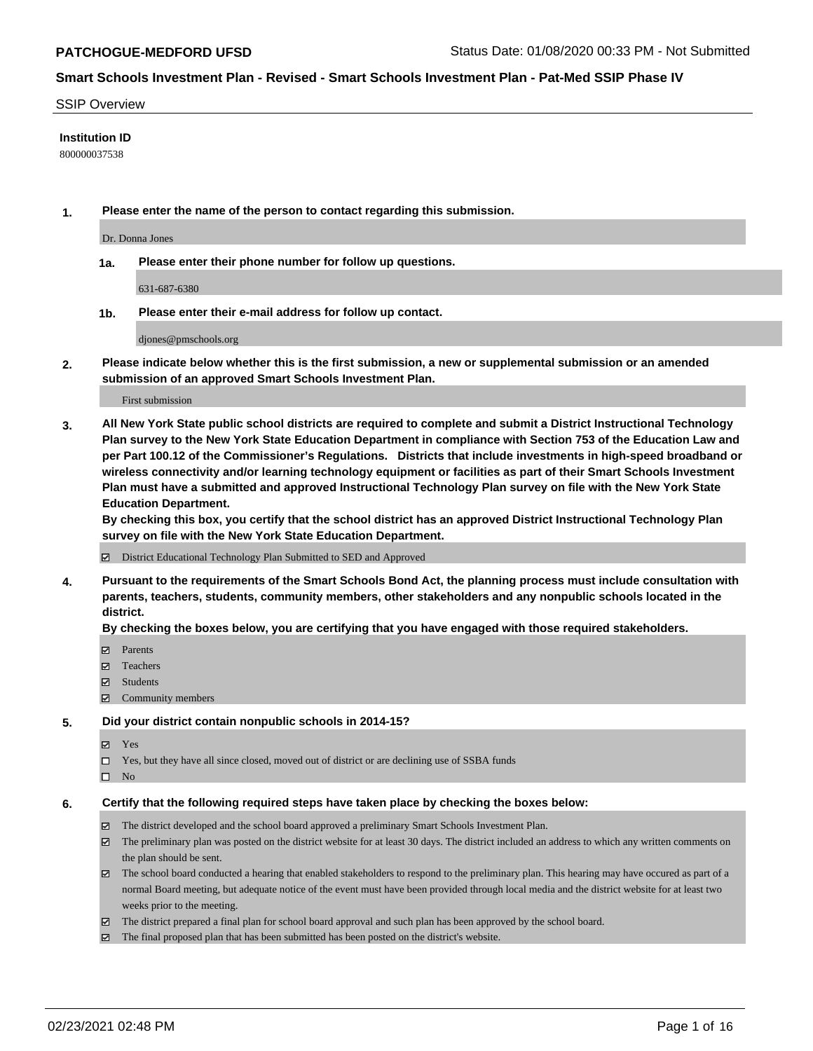# SSIP Overview

**Institution ID**

800000037538

**1. Please enter the name of the person to contact regarding this submission.**

Dr. Donna Jones

**1a. Please enter their phone number for follow up questions.**

631-687-6380

**1b. Please enter their e-mail address for follow up contact.**

djones@pmschools.org

**2. Please indicate below whether this is the first submission, a new or supplemental submission or an amended submission of an approved Smart Schools Investment Plan.**

First submission

**3. All New York State public school districts are required to complete and submit a District Instructional Technology Plan survey to the New York State Education Department in compliance with Section 753 of the Education Law and per Part 100.12 of the Commissioner's Regulations. Districts that include investments in high-speed broadband or wireless connectivity and/or learning technology equipment or facilities as part of their Smart Schools Investment Plan must have a submitted and approved Instructional Technology Plan survey on file with the New York State Education Department.**
**By checking this box, you certify that the school district has an approved District Instructional Technology Plan survey on file with the New York State Education Department.**

- [x] District Educational Technology Plan Submitted to SED and Approved

**4. Pursuant to the requirements of the Smart Schools Bond Act, the planning process must include consultation with parents, teachers, students, community members, other stakeholders and any nonpublic schools located in the district.**
**By checking the boxes below, you are certifying that you have engaged with those required stakeholders.**

- [x] Parents
- [x] Teachers
- [x] Students
- [x] Community members

**5. Did your district contain nonpublic schools in 2014-15?**

- [x] Yes
- [ ] Yes, but they have all since closed, moved out of district or are declining use of SSBA funds
- [ ] No

**6. Certify that the following required steps have taken place by checking the boxes below:**

- [x] The district developed and the school board approved a preliminary Smart Schools Investment Plan.
- [x] The preliminary plan was posted on the district website for at least 30 days. The district included an address to which any written comments on the plan should be sent.
- [x] The school board conducted a hearing that enabled stakeholders to respond to the preliminary plan. This hearing may have occured as part of a normal Board meeting, but adequate notice of the event must have been provided through local media and the district website for at least two weeks prior to the meeting.
- [x] The district prepared a final plan for school board approval and such plan has been approved by the school board.
- [x] The final proposed plan that has been submitted has been posted on the district's website.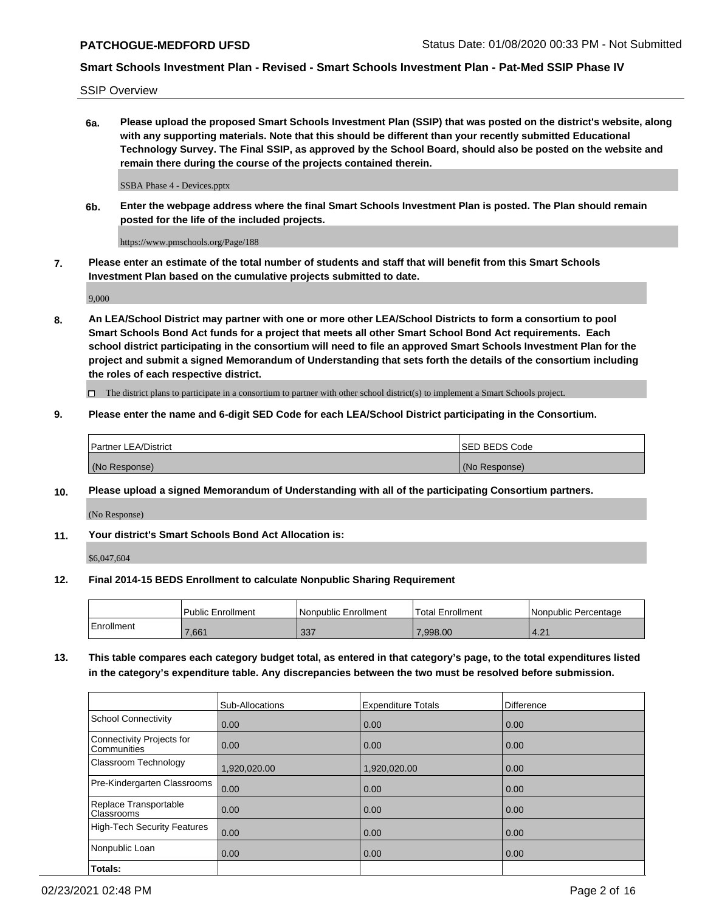SSIP Overview

**6a. Please upload the proposed Smart Schools Investment Plan (SSIP) that was posted on the district's website, along with any supporting materials. Note that this should be different than your recently submitted Educational Technology Survey. The Final SSIP, as approved by the School Board, should also be posted on the website and remain there during the course of the projects contained therein.**

SSBA Phase 4 - Devices.pptx

**6b. Enter the webpage address where the final Smart Schools Investment Plan is posted. The Plan should remain posted for the life of the included projects.**

https://www.pmschools.org/Page/188

**7. Please enter an estimate of the total number of students and staff that will benefit from this Smart Schools Investment Plan based on the cumulative projects submitted to date.**

9,000

**8. An LEA/School District may partner with one or more other LEA/School Districts to form a consortium to pool Smart Schools Bond Act funds for a project that meets all other Smart School Bond Act requirements. Each school district participating in the consortium will need to file an approved Smart Schools Investment Plan for the project and submit a signed Memorandum of Understanding that sets forth the details of the consortium including the roles of each respective district.**

☐ The district plans to participate in a consortium to partner with other school district(s) to implement a Smart Schools project.

**9. Please enter the name and 6-digit SED Code for each LEA/School District participating in the Consortium.**

| Partner LEA/District | SED BEDS Code |
|---|---|
| (No Response) | (No Response) |

**10. Please upload a signed Memorandum of Understanding with all of the participating Consortium partners.**

(No Response)

**11. Your district's Smart Schools Bond Act Allocation is:**

$6,047,604

**12. Final 2014-15 BEDS Enrollment to calculate Nonpublic Sharing Requirement**

| | Public Enrollment | Nonpublic Enrollment | Total Enrollment | Nonpublic Percentage |
|---|---|---|---|---|
| Enrollment | 7,661 | 337 | 7,998.00 | 4.21 |

**13. This table compares each category budget total, as entered in that category's page, to the total expenditures listed in the category's expenditure table. Any discrepancies between the two must be resolved before submission.**

| | Sub-Allocations | Expenditure Totals | Difference |
|---|---|---|---|
| School Connectivity | 0.00 | 0.00 | 0.00 |
| Connectivity Projects for Communities | 0.00 | 0.00 | 0.00 |
| Classroom Technology | 1,920,020.00 | 1,920,020.00 | 0.00 |
| Pre-Kindergarten Classrooms | 0.00 | 0.00 | 0.00 |
| Replace Transportable Classrooms | 0.00 | 0.00 | 0.00 |
| High-Tech Security Features | 0.00 | 0.00 | 0.00 |
| Nonpublic Loan | 0.00 | 0.00 | 0.00 |
| **Totals:** | | | |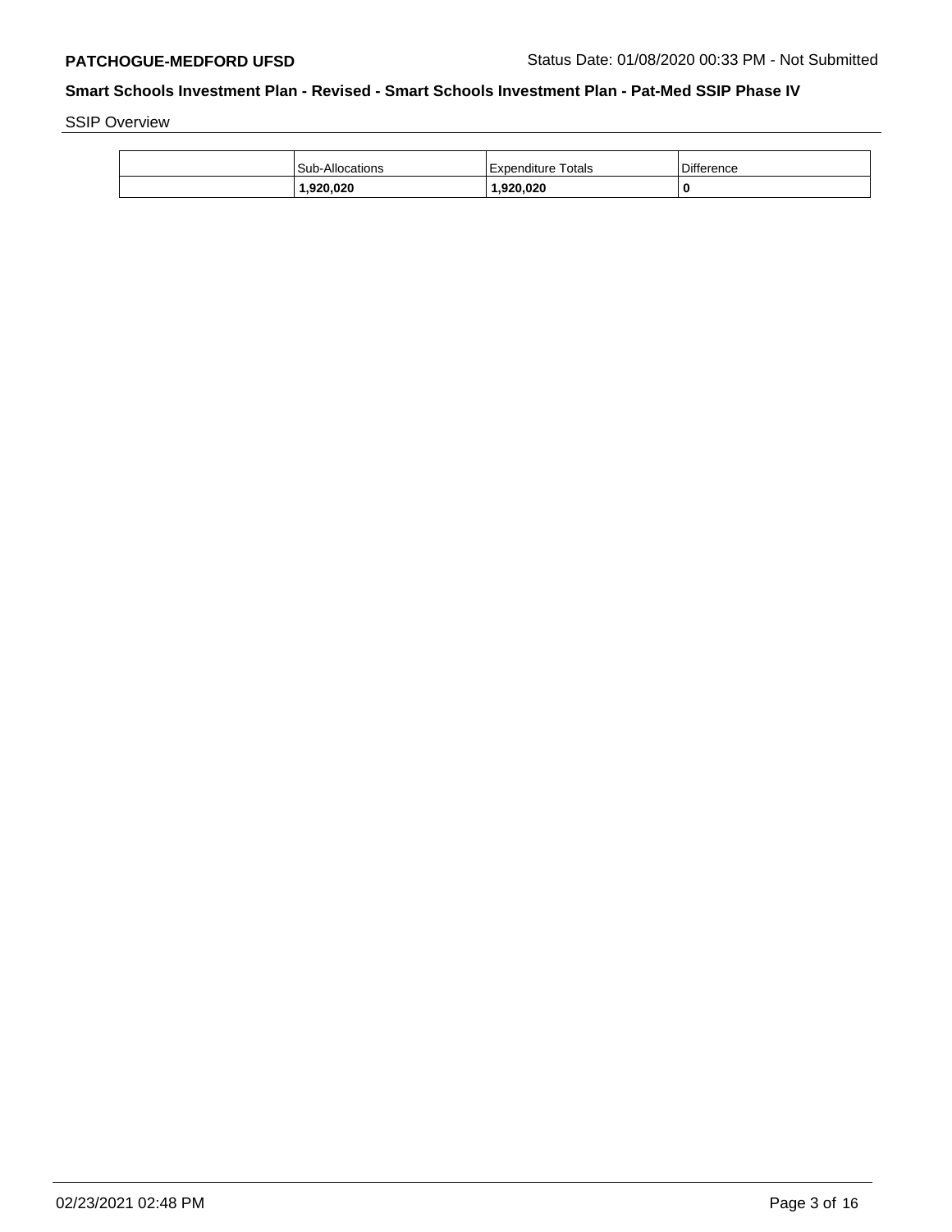SSIP Overview

| | Sub-Allocations | Expenditure Totals | Difference |
|---|---|---|---|
| | **1,920,020** | **1,920,020** | **0** |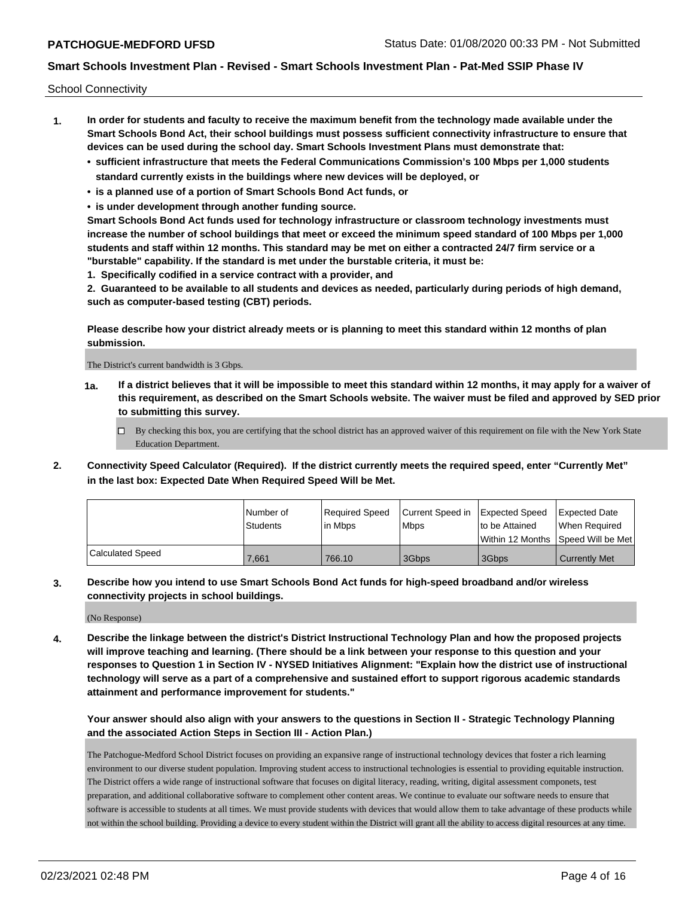School Connectivity

1. **In order for students and faculty to receive the maximum benefit from the technology made available under the Smart Schools Bond Act, their school buildings must possess sufficient connectivity infrastructure to ensure that devices can be used during the school day. Smart Schools Investment Plans must demonstrate that:**
   - **sufficient infrastructure that meets the Federal Communications Commission's 100 Mbps per 1,000 students standard currently exists in the buildings where new devices will be deployed, or**
   - **is a planned use of a portion of Smart Schools Bond Act funds, or**
   - **is under development through another funding source.**

   **Smart Schools Bond Act funds used for technology infrastructure or classroom technology investments must increase the number of school buildings that meet or exceed the minimum speed standard of 100 Mbps per 1,000 students and staff within 12 months. This standard may be met on either a contracted 24/7 firm service or a "burstable" capability. If the standard is met under the burstable criteria, it must be:**

   **1. Specifically codified in a service contract with a provider, and**

   **2. Guaranteed to be available to all students and devices as needed, particularly during periods of high demand, such as computer-based testing (CBT) periods.**

   **Please describe how your district already meets or is planning to meet this standard within 12 months of plan submission.**

   The District's current bandwidth is 3 Gbps.

   **1a. If a district believes that it will be impossible to meet this standard within 12 months, it may apply for a waiver of this requirement, as described on the Smart Schools website. The waiver must be filed and approved by SED prior to submitting this survey.**

   ☐ By checking this box, you are certifying that the school district has an approved waiver of this requirement on file with the New York State Education Department.

2. **Connectivity Speed Calculator (Required). If the district currently meets the required speed, enter "Currently Met" in the last box: Expected Date When Required Speed Will be Met.**

|  | Number of Students | Required Speed in Mbps | Current Speed in Mbps | Expected Speed to be Attained Within 12 Months | Expected Date When Required Speed Will be Met |
|---|---|---|---|---|---|
| Calculated Speed | 7,661 | 766.10 | 3Gbps | 3Gbps | Currently Met |

3. **Describe how you intend to use Smart Schools Bond Act funds for high-speed broadband and/or wireless connectivity projects in school buildings.**

   (No Response)

4. **Describe the linkage between the district's District Instructional Technology Plan and how the proposed projects will improve teaching and learning. (There should be a link between your response to this question and your responses to Question 1 in Section IV - NYSED Initiatives Alignment: "Explain how the district use of instructional technology will serve as a part of a comprehensive and sustained effort to support rigorous academic standards attainment and performance improvement for students."**

   **Your answer should also align with your answers to the questions in Section II - Strategic Technology Planning and the associated Action Steps in Section III - Action Plan.)**

   The Patchogue-Medford School District focuses on providing an expansive range of instructional technology devices that foster a rich learning environment to our diverse student population. Improving student access to instructional technologies is essential to providing equitable instruction. The District offers a wide range of instructional software that focuses on digital literacy, reading, writing, digital assessment componets, test preparation, and additional collaborative software to complement other content areas. We continue to evaluate our software needs to ensure that software is accessible to students at all times. We must provide students with devices that would allow them to take advantage of these products while not within the school building. Providing a device to every student within the District will grant all the ability to access digital resources at any time.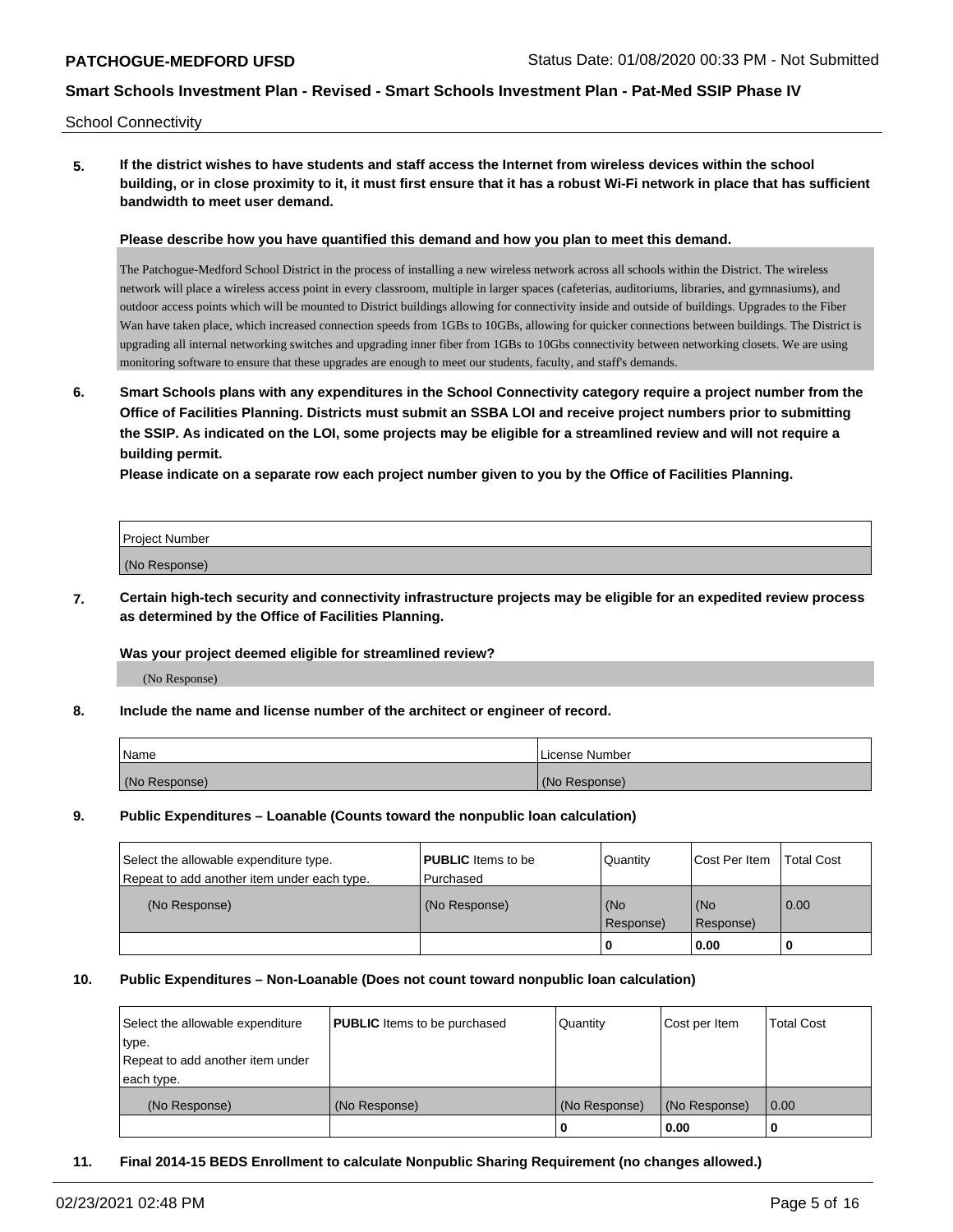School Connectivity

**5. If the district wishes to have students and staff access the Internet from wireless devices within the school building, or in close proximity to it, it must first ensure that it has a robust Wi-Fi network in place that has sufficient bandwidth to meet user demand.**

**Please describe how you have quantified this demand and how you plan to meet this demand.**

The Patchogue-Medford School District in the process of installing a new wireless network across all schools within the District. The wireless network will place a wireless access point in every classroom, multiple in larger spaces (cafeterias, auditoriums, libraries, and gymnasiums), and outdoor access points which will be mounted to District buildings allowing for connectivity inside and outside of buildings. Upgrades to the Fiber Wan have taken place, which increased connection speeds from 1GBs to 10GBs, allowing for quicker connections between buildings. The District is upgrading all internal networking switches and upgrading inner fiber from 1GBs to 10Gbs connectivity between networking closets. We are using monitoring software to ensure that these upgrades are enough to meet our students, faculty, and staff's demands.

**6. Smart Schools plans with any expenditures in the School Connectivity category require a project number from the Office of Facilities Planning. Districts must submit an SSBA LOI and receive project numbers prior to submitting the SSIP. As indicated on the LOI, some projects may be eligible for a streamlined review and will not require a building permit.**

**Please indicate on a separate row each project number given to you by the Office of Facilities Planning.**

| Project Number |
|---|
| (No Response) |

**7. Certain high-tech security and connectivity infrastructure projects may be eligible for an expedited review process as determined by the Office of Facilities Planning.**

**Was your project deemed eligible for streamlined review?**

(No Response)

**8. Include the name and license number of the architect or engineer of record.**

| Name | License Number |
|---|---|
| (No Response) | (No Response) |

**9. Public Expenditures – Loanable (Counts toward the nonpublic loan calculation)**

| Select the allowable expenditure type. Repeat to add another item under each type. | **PUBLIC** Items to be Purchased | Quantity | Cost Per Item | Total Cost |
|---|---|---|---|---|
| (No Response) | (No Response) | (No Response) | (No Response) | 0.00 |
| | | 0 | 0.00 | 0 |

**10. Public Expenditures – Non-Loanable (Does not count toward nonpublic loan calculation)**

| Select the allowable expenditure type. Repeat to add another item under each type. | **PUBLIC** Items to be purchased | Quantity | Cost per Item | Total Cost |
|---|---|---|---|---|
| (No Response) | (No Response) | (No Response) | (No Response) | 0.00 |
| | | 0 | 0.00 | 0 |

**11. Final 2014-15 BEDS Enrollment to calculate Nonpublic Sharing Requirement (no changes allowed.)**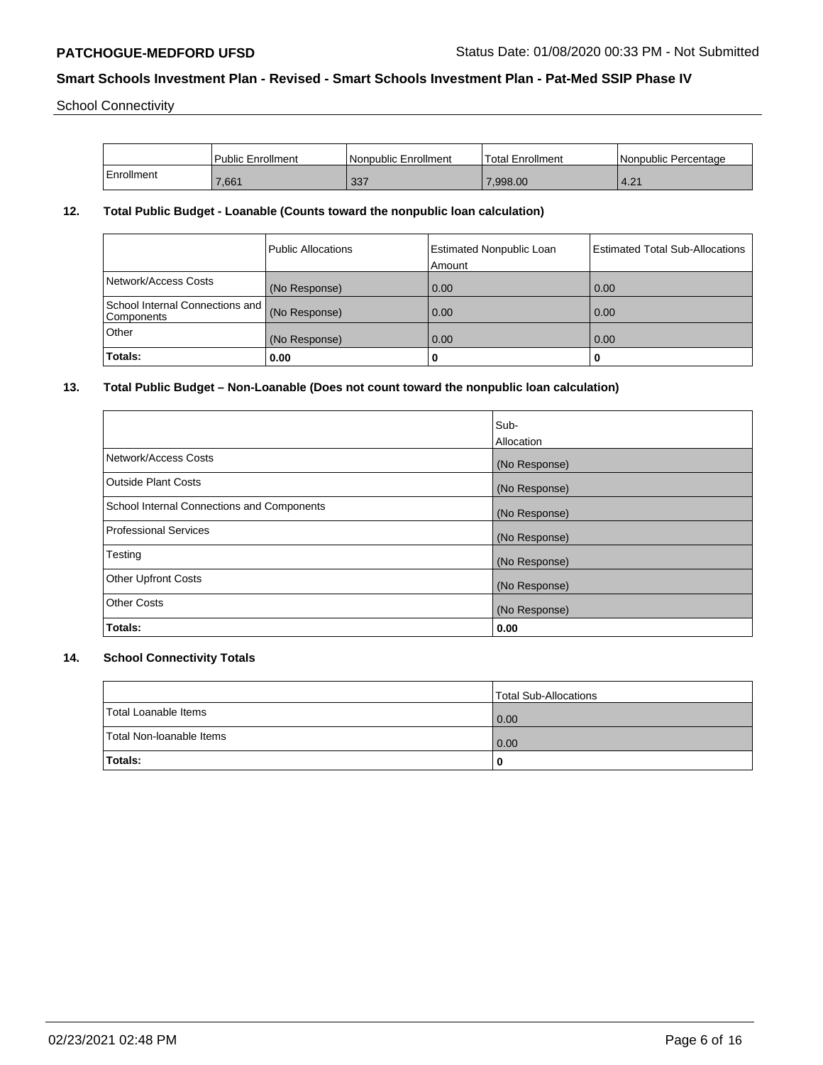School Connectivity

| | Public Enrollment | Nonpublic Enrollment | Total Enrollment | Nonpublic Percentage |
|---|---|---|---|---|
| Enrollment | 7,661 | 337 | 7,998.00 | 4.21 |

## 12. Total Public Budget - Loanable (Counts toward the nonpublic loan calculation)

| | Public Allocations | Estimated Nonpublic Loan Amount | Estimated Total Sub-Allocations |
|---|---|---|---|
| Network/Access Costs | (No Response) | 0.00 | 0.00 |
| School Internal Connections and Components | (No Response) | 0.00 | 0.00 |
| Other | (No Response) | 0.00 | 0.00 |
| **Totals:** | **0.00** | **0** | **0** |

## 13. Total Public Budget – Non-Loanable (Does not count toward the nonpublic loan calculation)

| | Sub-Allocation |
|---|---|
| Network/Access Costs | (No Response) |
| Outside Plant Costs | (No Response) |
| School Internal Connections and Components | (No Response) |
| Professional Services | (No Response) |
| Testing | (No Response) |
| Other Upfront Costs | (No Response) |
| Other Costs | (No Response) |
| **Totals:** | **0.00** |

## 14. School Connectivity Totals

| | Total Sub-Allocations |
|---|---|
| Total Loanable Items | 0.00 |
| Total Non-loanable Items | 0.00 |
| **Totals:** | **0** |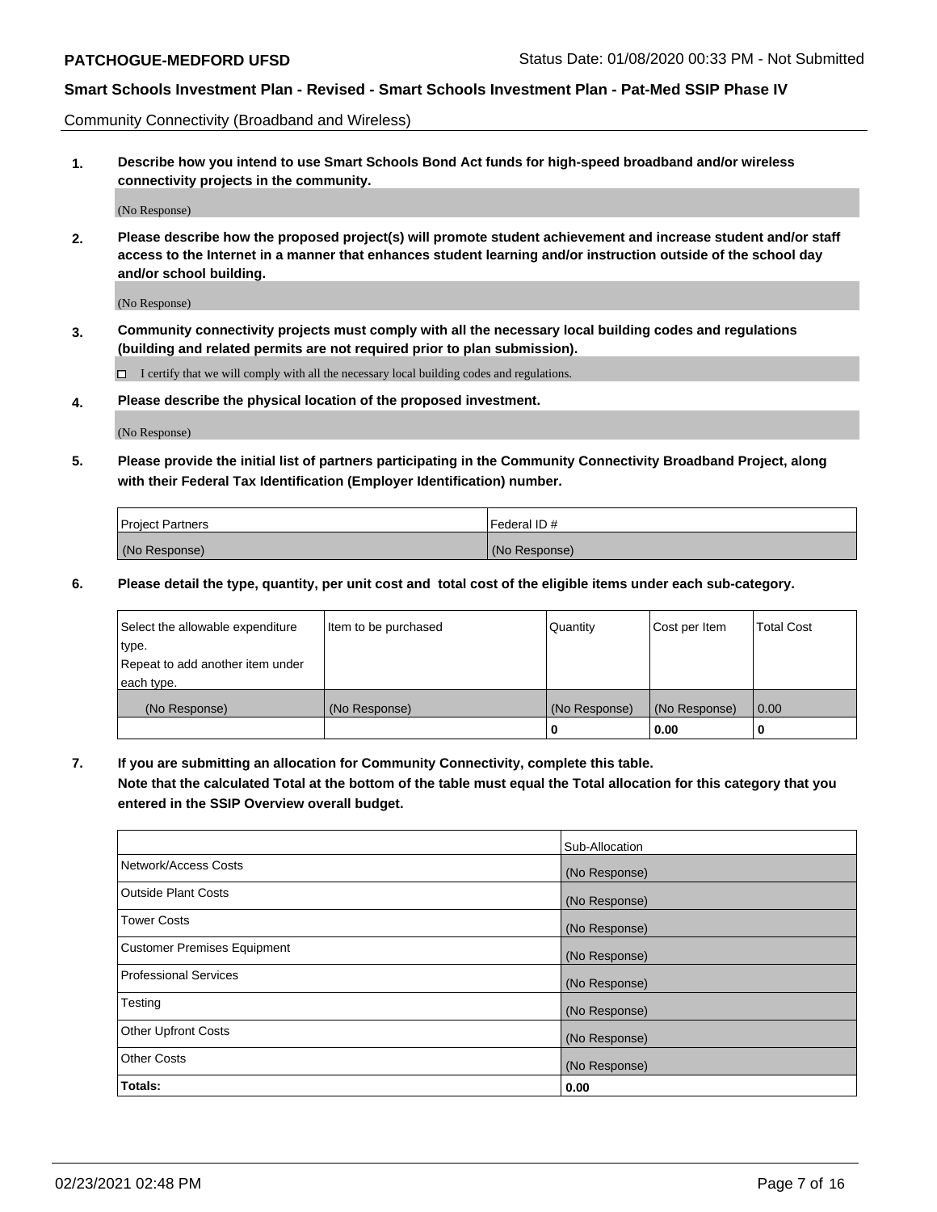Community Connectivity (Broadband and Wireless)

**1. Describe how you intend to use Smart Schools Bond Act funds for high-speed broadband and/or wireless connectivity projects in the community.**

(No Response)

**2. Please describe how the proposed project(s) will promote student achievement and increase student and/or staff access to the Internet in a manner that enhances student learning and/or instruction outside of the school day and/or school building.**

(No Response)

**3. Community connectivity projects must comply with all the necessary local building codes and regulations (building and related permits are not required prior to plan submission).**

☐ I certify that we will comply with all the necessary local building codes and regulations.

**4. Please describe the physical location of the proposed investment.**

(No Response)

**5. Please provide the initial list of partners participating in the Community Connectivity Broadband Project, along with their Federal Tax Identification (Employer Identification) number.**

| Project Partners | Federal ID # |
|---|---|
| (No Response) | (No Response) |

**6. Please detail the type, quantity, per unit cost and total cost of the eligible items under each sub-category.**

| Select the allowable expenditure type. Repeat to add another item under each type. | Item to be purchased | Quantity | Cost per Item | Total Cost |
|---|---|---|---|---|
| (No Response) | (No Response) | (No Response) | (No Response) | 0.00 |
| | | **0** | **0.00** | **0** |

**7. If you are submitting an allocation for Community Connectivity, complete this table. Note that the calculated Total at the bottom of the table must equal the Total allocation for this category that you entered in the SSIP Overview overall budget.**

| | Sub-Allocation |
|---|---|
| Network/Access Costs | (No Response) |
| Outside Plant Costs | (No Response) |
| Tower Costs | (No Response) |
| Customer Premises Equipment | (No Response) |
| Professional Services | (No Response) |
| Testing | (No Response) |
| Other Upfront Costs | (No Response) |
| Other Costs | (No Response) |
| **Totals:** | **0.00** |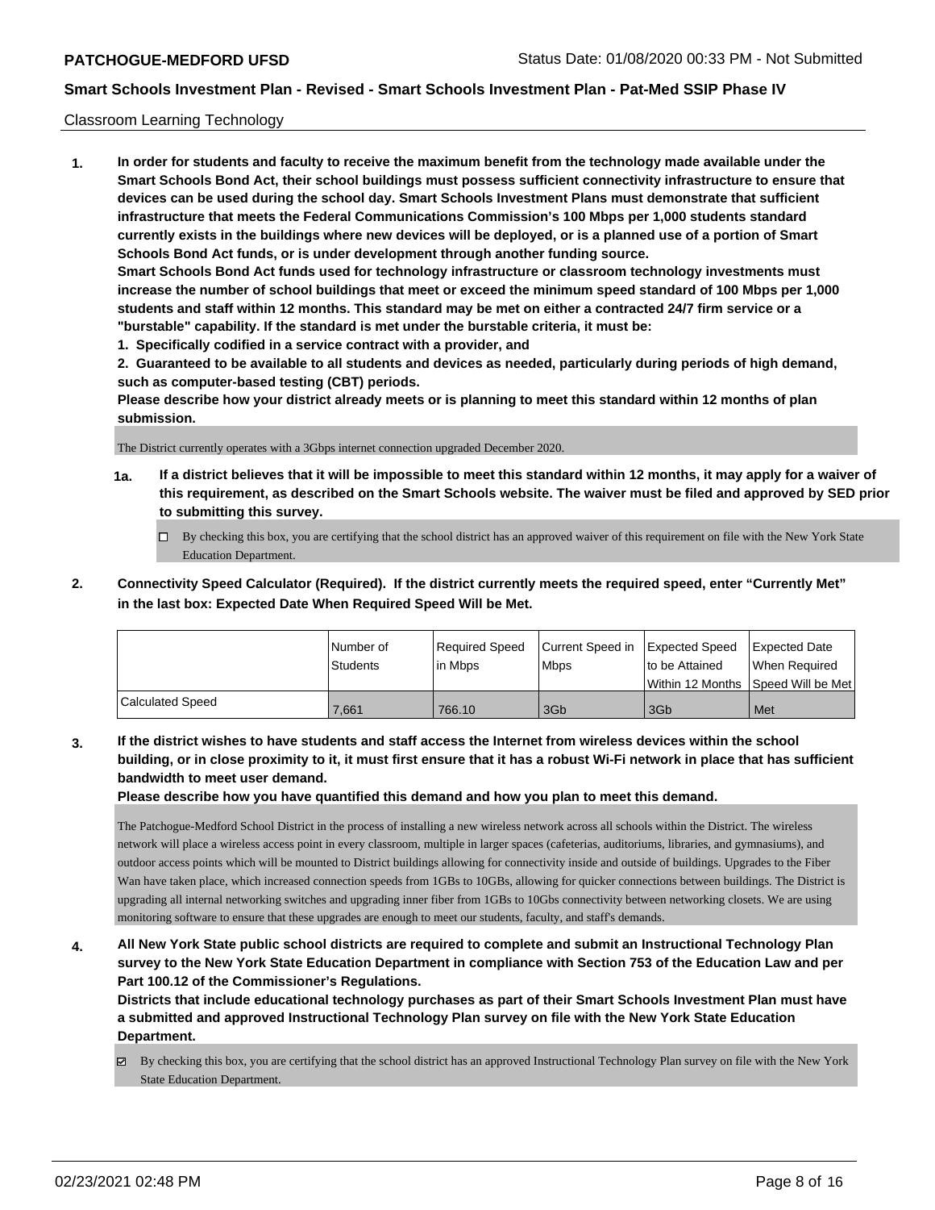Classroom Learning Technology

1. **In order for students and faculty to receive the maximum benefit from the technology made available under the Smart Schools Bond Act, their school buildings must possess sufficient connectivity infrastructure to ensure that devices can be used during the school day. Smart Schools Investment Plans must demonstrate that sufficient infrastructure that meets the Federal Communications Commission's 100 Mbps per 1,000 students standard currently exists in the buildings where new devices will be deployed, or is a planned use of a portion of Smart Schools Bond Act funds, or is under development through another funding source.**
   **Smart Schools Bond Act funds used for technology infrastructure or classroom technology investments must increase the number of school buildings that meet or exceed the minimum speed standard of 100 Mbps per 1,000 students and staff within 12 months. This standard may be met on either a contracted 24/7 firm service or a "burstable" capability. If the standard is met under the burstable criteria, it must be:**
   **1. Specifically codified in a service contract with a provider, and**
   **2. Guaranteed to be available to all students and devices as needed, particularly during periods of high demand, such as computer-based testing (CBT) periods.**
   **Please describe how your district already meets or is planning to meet this standard within 12 months of plan submission.**

   The District currently operates with a 3Gbps internet connection upgraded December 2020.

   **1a. If a district believes that it will be impossible to meet this standard within 12 months, it may apply for a waiver of this requirement, as described on the Smart Schools website. The waiver must be filed and approved by SED prior to submitting this survey.**

   ☐ By checking this box, you are certifying that the school district has an approved waiver of this requirement on file with the New York State Education Department.

2. **Connectivity Speed Calculator (Required). If the district currently meets the required speed, enter "Currently Met" in the last box: Expected Date When Required Speed Will be Met.**

| | Number of Students | Required Speed in Mbps | Current Speed in Mbps | Expected Speed to be Attained Within 12 Months | Expected Date When Required Speed Will be Met |
|---|---|---|---|---|---|
| Calculated Speed | 7,661 | 766.10 | 3Gb | 3Gb | Met |

3. **If the district wishes to have students and staff access the Internet from wireless devices within the school building, or in close proximity to it, it must first ensure that it has a robust Wi-Fi network in place that has sufficient bandwidth to meet user demand.**
   **Please describe how you have quantified this demand and how you plan to meet this demand.**

   The Patchogue-Medford School District in the process of installing a new wireless network across all schools within the District. The wireless network will place a wireless access point in every classroom, multiple in larger spaces (cafeterias, auditoriums, libraries, and gymnasiums), and outdoor access points which will be mounted to District buildings allowing for connectivity inside and outside of buildings. Upgrades to the Fiber Wan have taken place, which increased connection speeds from 1GBs to 10GBs, allowing for quicker connections between buildings. The District is upgrading all internal networking switches and upgrading inner fiber from 1GBs to 10Gbs connectivity between networking closets. We are using monitoring software to ensure that these upgrades are enough to meet our students, faculty, and staff's demands.

4. **All New York State public school districts are required to complete and submit an Instructional Technology Plan survey to the New York State Education Department in compliance with Section 753 of the Education Law and per Part 100.12 of the Commissioner's Regulations.**
   **Districts that include educational technology purchases as part of their Smart Schools Investment Plan must have a submitted and approved Instructional Technology Plan survey on file with the New York State Education Department.**

   ☑ By checking this box, you are certifying that the school district has an approved Instructional Technology Plan survey on file with the New York State Education Department.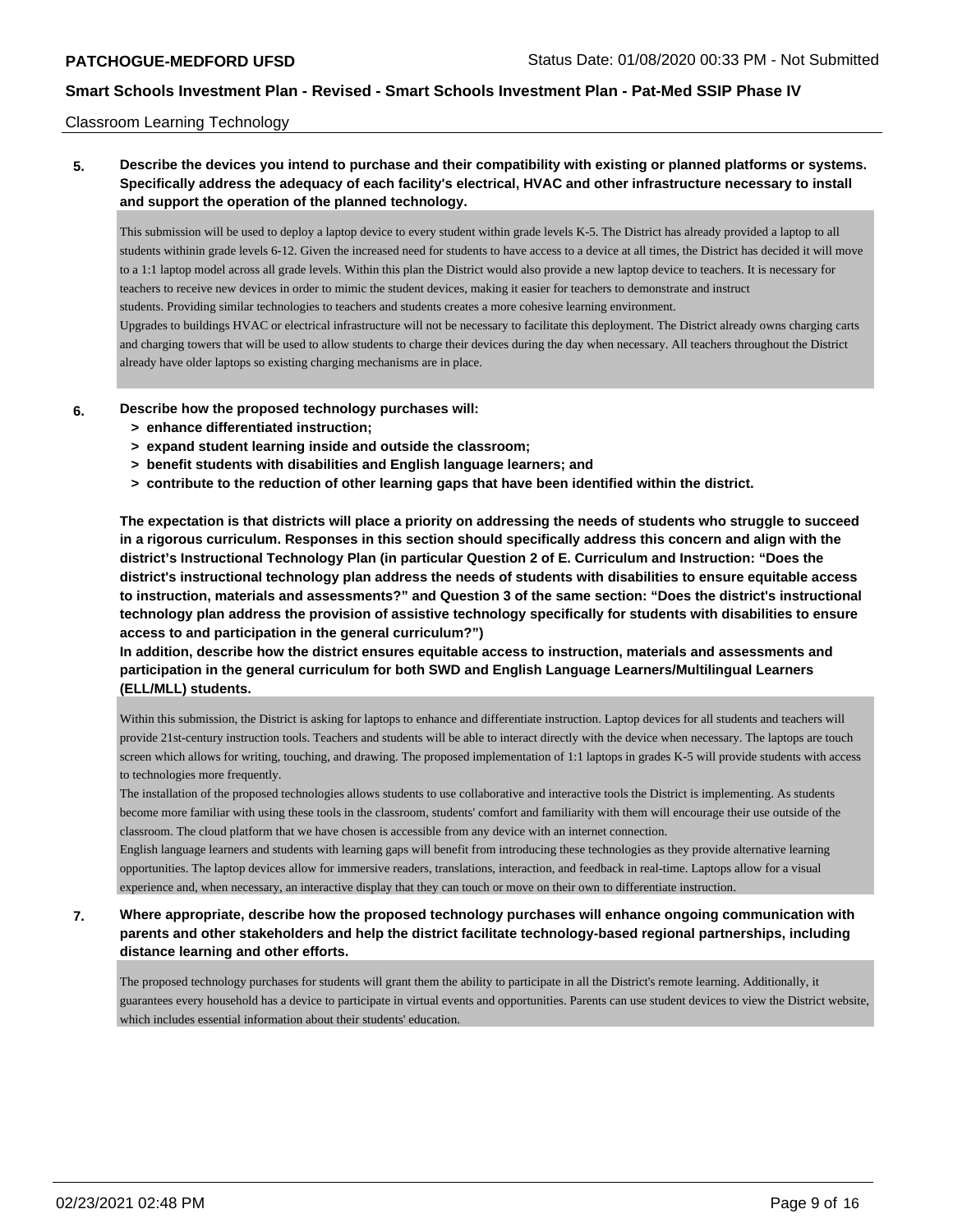Classroom Learning Technology

**5. Describe the devices you intend to purchase and their compatibility with existing or planned platforms or systems. Specifically address the adequacy of each facility's electrical, HVAC and other infrastructure necessary to install and support the operation of the planned technology.**

This submission will be used to deploy a laptop device to every student within grade levels K-5. The District has already provided a laptop to all students withinin grade levels 6-12. Given the increased need for students to have access to a device at all times, the District has decided it will move to a 1:1 laptop model across all grade levels. Within this plan the District would also provide a new laptop device to teachers. It is necessary for teachers to receive new devices in order to mimic the student devices, making it easier for teachers to demonstrate and instruct students. Providing similar technologies to teachers and students creates a more cohesive learning environment.
Upgrades to buildings HVAC or electrical infrastructure will not be necessary to facilitate this deployment. The District already owns charging carts and charging towers that will be used to allow students to charge their devices during the day when necessary. All teachers throughout the District already have older laptops so existing charging mechanisms are in place.

**6. Describe how the proposed technology purchases will:**
- **> enhance differentiated instruction;**
- **> expand student learning inside and outside the classroom;**
- **> benefit students with disabilities and English language learners; and**
- **> contribute to the reduction of other learning gaps that have been identified within the district.**

**The expectation is that districts will place a priority on addressing the needs of students who struggle to succeed in a rigorous curriculum. Responses in this section should specifically address this concern and align with the district's Instructional Technology Plan (in particular Question 2 of E. Curriculum and Instruction: "Does the district's instructional technology plan address the needs of students with disabilities to ensure equitable access to instruction, materials and assessments?" and Question 3 of the same section: "Does the district's instructional technology plan address the provision of assistive technology specifically for students with disabilities to ensure access to and participation in the general curriculum?")**
**In addition, describe how the district ensures equitable access to instruction, materials and assessments and participation in the general curriculum for both SWD and English Language Learners/Multilingual Learners (ELL/MLL) students.**

Within this submission, the District is asking for laptops to enhance and differentiate instruction. Laptop devices for all students and teachers will provide 21st-century instruction tools. Teachers and students will be able to interact directly with the device when necessary. The laptops are touch screen which allows for writing, touching, and drawing. The proposed implementation of 1:1 laptops in grades K-5 will provide students with access to technologies more frequently.
The installation of the proposed technologies allows students to use collaborative and interactive tools the District is implementing. As students become more familiar with using these tools in the classroom, students' comfort and familiarity with them will encourage their use outside of the classroom. The cloud platform that we have chosen is accessible from any device with an internet connection.
English language learners and students with learning gaps will benefit from introducing these technologies as they provide alternative learning opportunities. The laptop devices allow for immersive readers, translations, interaction, and feedback in real-time. Laptops allow for a visual experience and, when necessary, an interactive display that they can touch or move on their own to differentiate instruction.

**7. Where appropriate, describe how the proposed technology purchases will enhance ongoing communication with parents and other stakeholders and help the district facilitate technology-based regional partnerships, including distance learning and other efforts.**

The proposed technology purchases for students will grant them the ability to participate in all the District's remote learning. Additionally, it guarantees every household has a device to participate in virtual events and opportunities. Parents can use student devices to view the District website, which includes essential information about their students' education.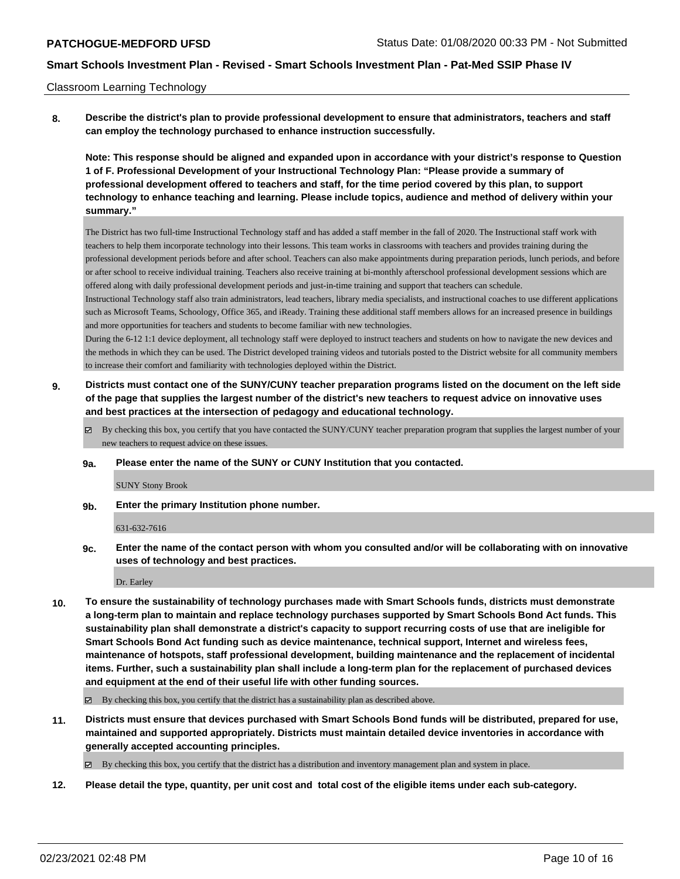Classroom Learning Technology

**8. Describe the district's plan to provide professional development to ensure that administrators, teachers and staff can employ the technology purchased to enhance instruction successfully.**

**Note: This response should be aligned and expanded upon in accordance with your district's response to Question 1 of F. Professional Development of your Instructional Technology Plan: "Please provide a summary of professional development offered to teachers and staff, for the time period covered by this plan, to support technology to enhance teaching and learning. Please include topics, audience and method of delivery within your summary."**

The District has two full-time Instructional Technology staff and has added a staff member in the fall of 2020. The Instructional staff work with teachers to help them incorporate technology into their lessons. This team works in classrooms with teachers and provides training during the professional development periods before and after school. Teachers can also make appointments during preparation periods, lunch periods, and before or after school to receive individual training. Teachers also receive training at bi-monthly afterschool professional development sessions which are offered along with daily professional development periods and just-in-time training and support that teachers can schedule.
Instructional Technology staff also train administrators, lead teachers, library media specialists, and instructional coaches to use different applications such as Microsoft Teams, Schoology, Office 365, and iReady. Training these additional staff members allows for an increased presence in buildings and more opportunities for teachers and students to become familiar with new technologies.
During the 6-12 1:1 device deployment, all technology staff were deployed to instruct teachers and students on how to navigate the new devices and the methods in which they can be used. The District developed training videos and tutorials posted to the District website for all community members to increase their comfort and familiarity with technologies deployed within the District.

**9. Districts must contact one of the SUNY/CUNY teacher preparation programs listed on the document on the left side of the page that supplies the largest number of the district's new teachers to request advice on innovative uses and best practices at the intersection of pedagogy and educational technology.**

☑ By checking this box, you certify that you have contacted the SUNY/CUNY teacher preparation program that supplies the largest number of your new teachers to request advice on these issues.

**9a. Please enter the name of the SUNY or CUNY Institution that you contacted.**

SUNY Stony Brook

**9b. Enter the primary Institution phone number.**

631-632-7616

**9c. Enter the name of the contact person with whom you consulted and/or will be collaborating with on innovative uses of technology and best practices.**

Dr. Earley

**10. To ensure the sustainability of technology purchases made with Smart Schools funds, districts must demonstrate a long-term plan to maintain and replace technology purchases supported by Smart Schools Bond Act funds. This sustainability plan shall demonstrate a district's capacity to support recurring costs of use that are ineligible for Smart Schools Bond Act funding such as device maintenance, technical support, Internet and wireless fees, maintenance of hotspots, staff professional development, building maintenance and the replacement of incidental items. Further, such a sustainability plan shall include a long-term plan for the replacement of purchased devices and equipment at the end of their useful life with other funding sources.**

☑ By checking this box, you certify that the district has a sustainability plan as described above.

**11. Districts must ensure that devices purchased with Smart Schools Bond funds will be distributed, prepared for use, maintained and supported appropriately. Districts must maintain detailed device inventories in accordance with generally accepted accounting principles.**

☑ By checking this box, you certify that the district has a distribution and inventory management plan and system in place.

**12. Please detail the type, quantity, per unit cost and total cost of the eligible items under each sub-category.**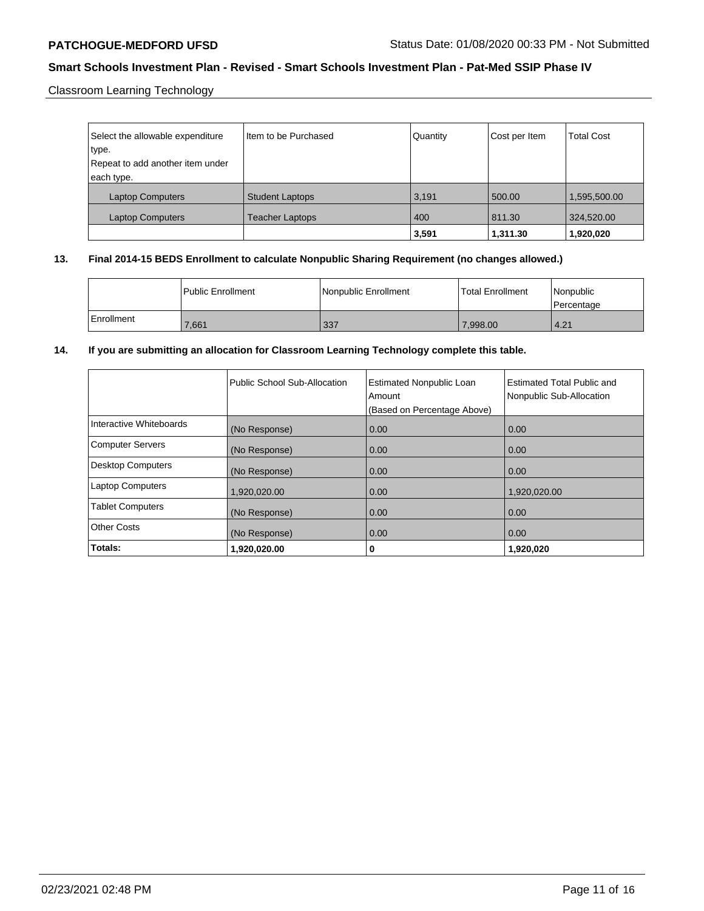Classroom Learning Technology

| Select the allowable expenditure type. Repeat to add another item under each type. | Item to be Purchased | Quantity | Cost per Item | Total Cost |
|---|---|---|---|---|
| Laptop Computers | Student Laptops | 3,191 | 500.00 | 1,595,500.00 |
| Laptop Computers | Teacher Laptops | 400 | 811.30 | 324,520.00 |
| | | **3,591** | **1,311.30** | **1,920,020** |

**13. Final 2014-15 BEDS Enrollment to calculate Nonpublic Sharing Requirement (no changes allowed.)**

| | Public Enrollment | Nonpublic Enrollment | Total Enrollment | Nonpublic Percentage |
|---|---|---|---|---|
| Enrollment | 7,661 | 337 | 7,998.00 | 4.21 |

**14. If you are submitting an allocation for Classroom Learning Technology complete this table.**

| | Public School Sub-Allocation | Estimated Nonpublic Loan Amount (Based on Percentage Above) | Estimated Total Public and Nonpublic Sub-Allocation |
|---|---|---|---|
| Interactive Whiteboards | (No Response) | 0.00 | 0.00 |
| Computer Servers | (No Response) | 0.00 | 0.00 |
| Desktop Computers | (No Response) | 0.00 | 0.00 |
| Laptop Computers | 1,920,020.00 | 0.00 | 1,920,020.00 |
| Tablet Computers | (No Response) | 0.00 | 0.00 |
| Other Costs | (No Response) | 0.00 | 0.00 |
| **Totals:** | **1,920,020.00** | **0** | **1,920,020** |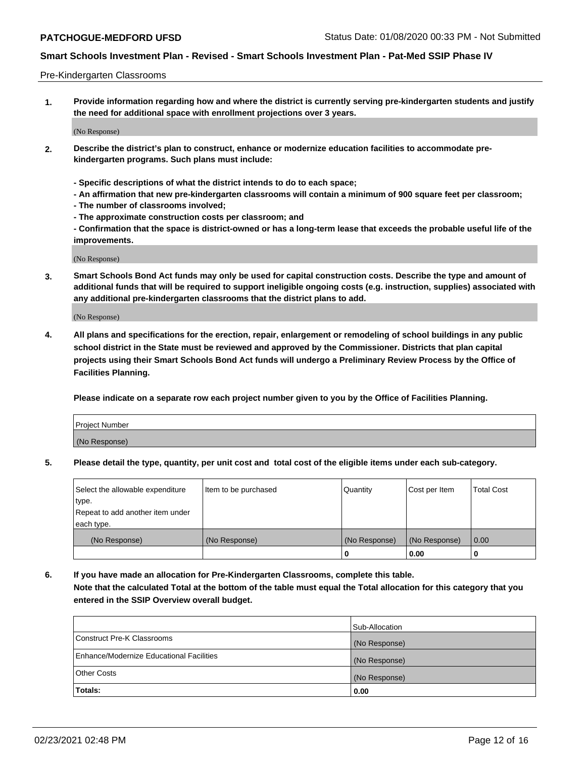Pre-Kindergarten Classrooms

**1. Provide information regarding how and where the district is currently serving pre-kindergarten students and justify the need for additional space with enrollment projections over 3 years.**

(No Response)

**2. Describe the district's plan to construct, enhance or modernize education facilities to accommodate pre-kindergarten programs. Such plans must include:**

**- Specific descriptions of what the district intends to do to each space;**
**- An affirmation that new pre-kindergarten classrooms will contain a minimum of 900 square feet per classroom;**
**- The number of classrooms involved;**
**- The approximate construction costs per classroom; and**
**- Confirmation that the space is district-owned or has a long-term lease that exceeds the probable useful life of the improvements.**

(No Response)

**3. Smart Schools Bond Act funds may only be used for capital construction costs. Describe the type and amount of additional funds that will be required to support ineligible ongoing costs (e.g. instruction, supplies) associated with any additional pre-kindergarten classrooms that the district plans to add.**

(No Response)

**4. All plans and specifications for the erection, repair, enlargement or remodeling of school buildings in any public school district in the State must be reviewed and approved by the Commissioner. Districts that plan capital projects using their Smart Schools Bond Act funds will undergo a Preliminary Review Process by the Office of Facilities Planning.**

**Please indicate on a separate row each project number given to you by the Office of Facilities Planning.**

| Project Number |
|---|
| (No Response) |

**5. Please detail the type, quantity, per unit cost and total cost of the eligible items under each sub-category.**

| Select the allowable expenditure type. Repeat to add another item under each type. | Item to be purchased | Quantity | Cost per Item | Total Cost |
|---|---|---|---|---|
| (No Response) | (No Response) | (No Response) | (No Response) | 0.00 |
| | | 0 | 0.00 | 0 |

**6. If you have made an allocation for Pre-Kindergarten Classrooms, complete this table.**
**Note that the calculated Total at the bottom of the table must equal the Total allocation for this category that you entered in the SSIP Overview overall budget.**

| | Sub-Allocation |
|---|---|
| Construct Pre-K Classrooms | (No Response) |
| Enhance/Modernize Educational Facilities | (No Response) |
| Other Costs | (No Response) |
| **Totals:** | **0.00** |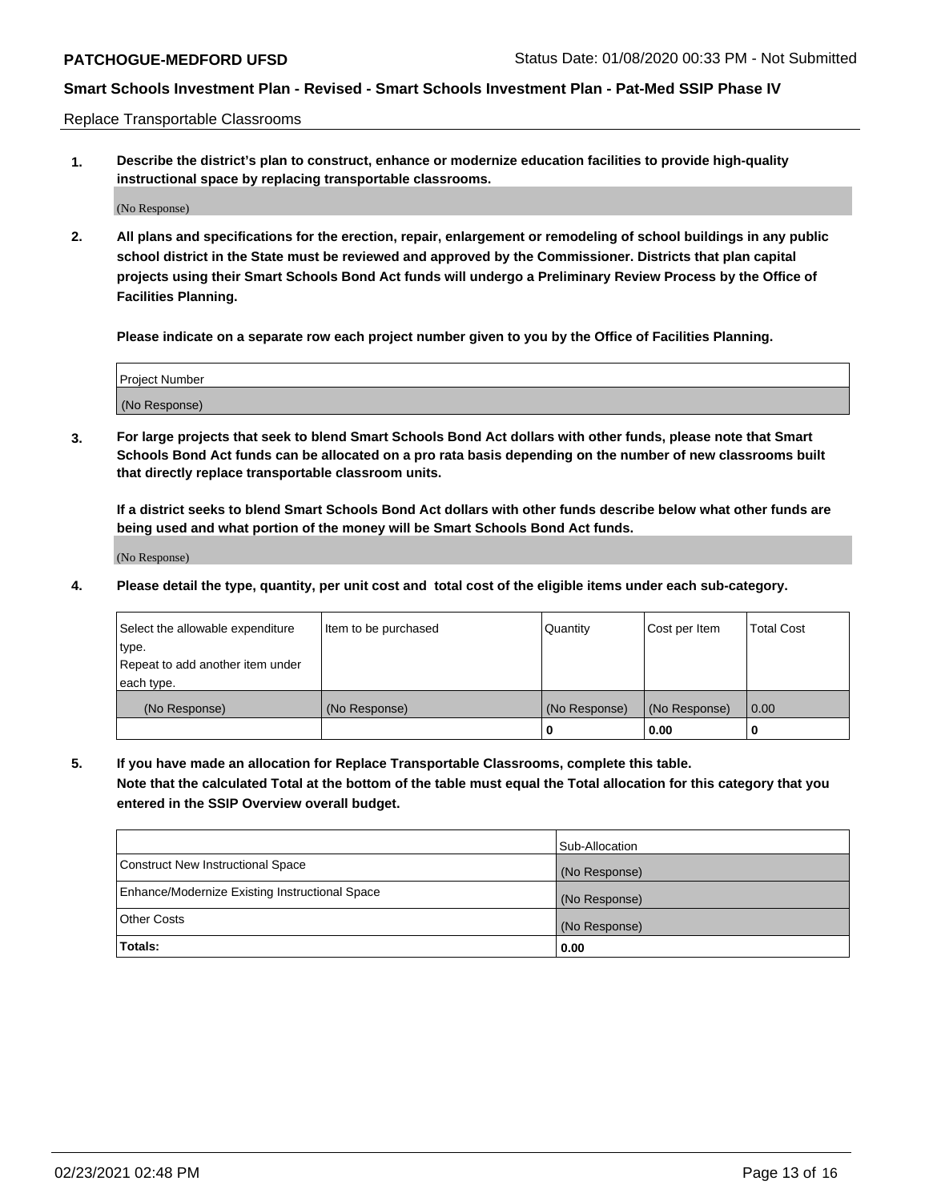Replace Transportable Classrooms

**1. Describe the district's plan to construct, enhance or modernize education facilities to provide high-quality instructional space by replacing transportable classrooms.**

(No Response)

**2. All plans and specifications for the erection, repair, enlargement or remodeling of school buildings in any public school district in the State must be reviewed and approved by the Commissioner. Districts that plan capital projects using their Smart Schools Bond Act funds will undergo a Preliminary Review Process by the Office of Facilities Planning.**

**Please indicate on a separate row each project number given to you by the Office of Facilities Planning.**

| Project Number |
| --- |
| (No Response) |

**3. For large projects that seek to blend Smart Schools Bond Act dollars with other funds, please note that Smart Schools Bond Act funds can be allocated on a pro rata basis depending on the number of new classrooms built that directly replace transportable classroom units.**

**If a district seeks to blend Smart Schools Bond Act dollars with other funds describe below what other funds are being used and what portion of the money will be Smart Schools Bond Act funds.**

(No Response)

**4. Please detail the type, quantity, per unit cost and total cost of the eligible items under each sub-category.**

| Select the allowable expenditure type. Repeat to add another item under each type. | Item to be purchased | Quantity | Cost per Item | Total Cost |
| --- | --- | --- | --- | --- |
| (No Response) | (No Response) | (No Response) | (No Response) | 0.00 |
| | | 0 | 0.00 | 0 |

**5. If you have made an allocation for Replace Transportable Classrooms, complete this table. Note that the calculated Total at the bottom of the table must equal the Total allocation for this category that you entered in the SSIP Overview overall budget.**

| | Sub-Allocation |
| --- | --- |
| Construct New Instructional Space | (No Response) |
| Enhance/Modernize Existing Instructional Space | (No Response) |
| Other Costs | (No Response) |
| **Totals:** | **0.00** |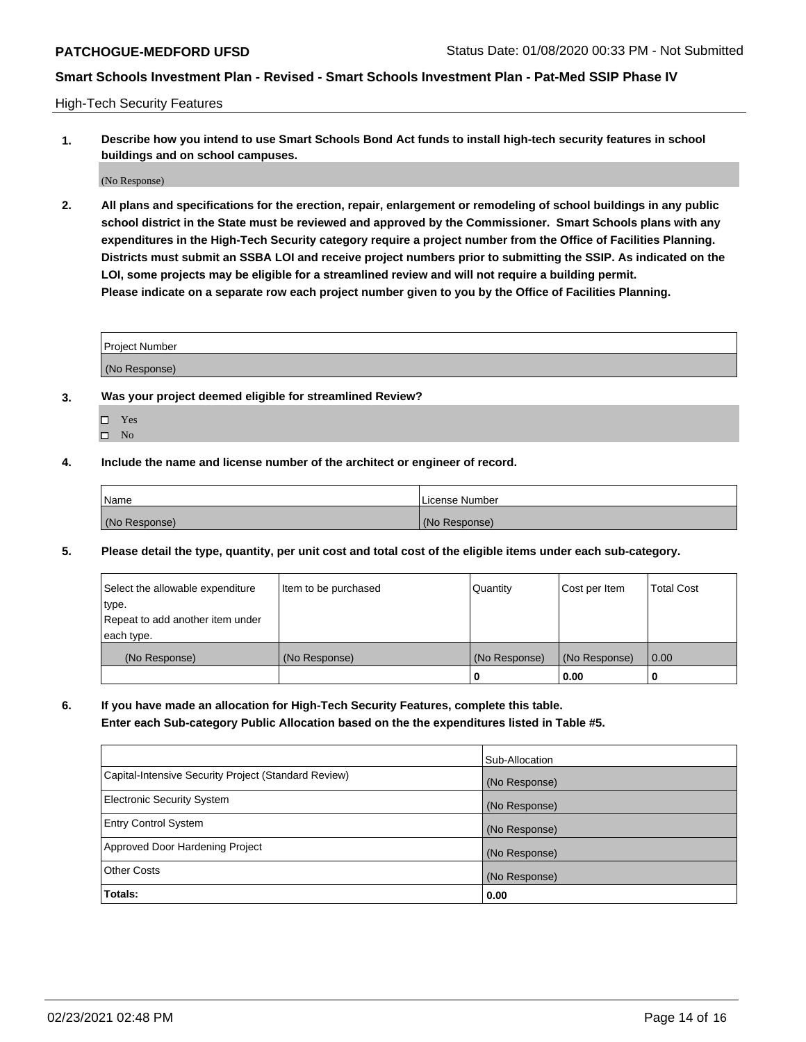High-Tech Security Features

**1. Describe how you intend to use Smart Schools Bond Act funds to install high-tech security features in school buildings and on school campuses.**

(No Response)

**2. All plans and specifications for the erection, repair, enlargement or remodeling of school buildings in any public school district in the State must be reviewed and approved by the Commissioner. Smart Schools plans with any expenditures in the High-Tech Security category require a project number from the Office of Facilities Planning. Districts must submit an SSBA LOI and receive project numbers prior to submitting the SSIP. As indicated on the LOI, some projects may be eligible for a streamlined review and will not require a building permit. Please indicate on a separate row each project number given to you by the Office of Facilities Planning.**

| Project Number |
|---|
| (No Response) |

**3. Was your project deemed eligible for streamlined Review?**

- ☐ Yes
- ☐ No

**4. Include the name and license number of the architect or engineer of record.**

| Name | License Number |
|---|---|
| (No Response) | (No Response) |

**5. Please detail the type, quantity, per unit cost and total cost of the eligible items under each sub-category.**

| Select the allowable expenditure type. Repeat to add another item under each type. | Item to be purchased | Quantity | Cost per Item | Total Cost |
|---|---|---|---|---|
| (No Response) | (No Response) | (No Response) | (No Response) | 0.00 |
| | | 0 | 0.00 | 0 |

**6. If you have made an allocation for High-Tech Security Features, complete this table. Enter each Sub-category Public Allocation based on the the expenditures listed in Table #5.**

| | Sub-Allocation |
|---|---|
| Capital-Intensive Security Project (Standard Review) | (No Response) |
| Electronic Security System | (No Response) |
| Entry Control System | (No Response) |
| Approved Door Hardening Project | (No Response) |
| Other Costs | (No Response) |
| **Totals:** | **0.00** |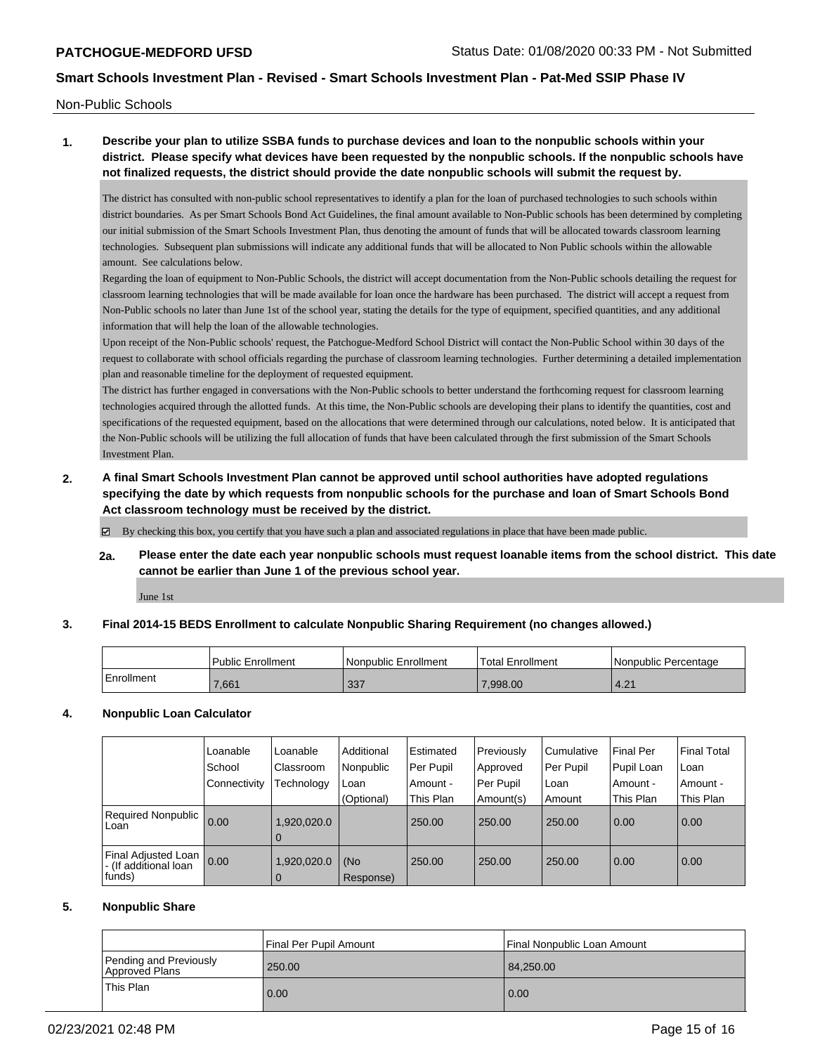Non-Public Schools

**1. Describe your plan to utilize SSBA funds to purchase devices and loan to the nonpublic schools within your district. Please specify what devices have been requested by the nonpublic schools. If the nonpublic schools have not finalized requests, the district should provide the date nonpublic schools will submit the request by.**

The district has consulted with non-public school representatives to identify a plan for the loan of purchased technologies to such schools within district boundaries. As per Smart Schools Bond Act Guidelines, the final amount available to Non-Public schools has been determined by completing our initial submission of the Smart Schools Investment Plan, thus denoting the amount of funds that will be allocated towards classroom learning technologies. Subsequent plan submissions will indicate any additional funds that will be allocated to Non Public schools within the allowable amount. See calculations below.

Regarding the loan of equipment to Non-Public Schools, the district will accept documentation from the Non-Public schools detailing the request for classroom learning technologies that will be made available for loan once the hardware has been purchased. The district will accept a request from Non-Public schools no later than June 1st of the school year, stating the details for the type of equipment, specified quantities, and any additional information that will help the loan of the allowable technologies.

Upon receipt of the Non-Public schools' request, the Patchogue-Medford School District will contact the Non-Public School within 30 days of the request to collaborate with school officials regarding the purchase of classroom learning technologies. Further determining a detailed implementation plan and reasonable timeline for the deployment of requested equipment.

The district has further engaged in conversations with the Non-Public schools to better understand the forthcoming request for classroom learning technologies acquired through the allotted funds. At this time, the Non-Public schools are developing their plans to identify the quantities, cost and specifications of the requested equipment, based on the allocations that were determined through our calculations, noted below. It is anticipated that the Non-Public schools will be utilizing the full allocation of funds that have been calculated through the first submission of the Smart Schools Investment Plan.

**2. A final Smart Schools Investment Plan cannot be approved until school authorities have adopted regulations specifying the date by which requests from nonpublic schools for the purchase and loan of Smart Schools Bond Act classroom technology must be received by the district.**

☑ By checking this box, you certify that you have such a plan and associated regulations in place that have been made public.

**2a. Please enter the date each year nonpublic schools must request loanable items from the school district. This date cannot be earlier than June 1 of the previous school year.**

June 1st

**3. Final 2014-15 BEDS Enrollment to calculate Nonpublic Sharing Requirement (no changes allowed.)**

| | Public Enrollment | Nonpublic Enrollment | Total Enrollment | Nonpublic Percentage |
|---|---|---|---|---|
| Enrollment | 7,661 | 337 | 7,998.00 | 4.21 |

**4. Nonpublic Loan Calculator**

| | Loanable School Connectivity | Loanable Classroom Technology | Additional Nonpublic Loan (Optional) | Estimated Per Pupil Amount - This Plan | Previously Approved Per Pupil Amount(s) | Cumulative Per Pupil Loan Amount | Final Per Pupil Loan Amount - This Plan | Final Total Loan Amount - This Plan |
|---|---|---|---|---|---|---|---|---|
| Required Nonpublic Loan | 0.00 | 1,920,020.00 | | 250.00 | 250.00 | 250.00 | 0.00 | 0.00 |
| Final Adjusted Loan - (If additional loan funds) | 0.00 | 1,920,020.00 | (No Response) | 250.00 | 250.00 | 250.00 | 0.00 | 0.00 |

**5. Nonpublic Share**

| | Final Per Pupil Amount | Final Nonpublic Loan Amount |
|---|---|---|
| Pending and Previously Approved Plans | 250.00 | 84,250.00 |
| This Plan | 0.00 | 0.00 |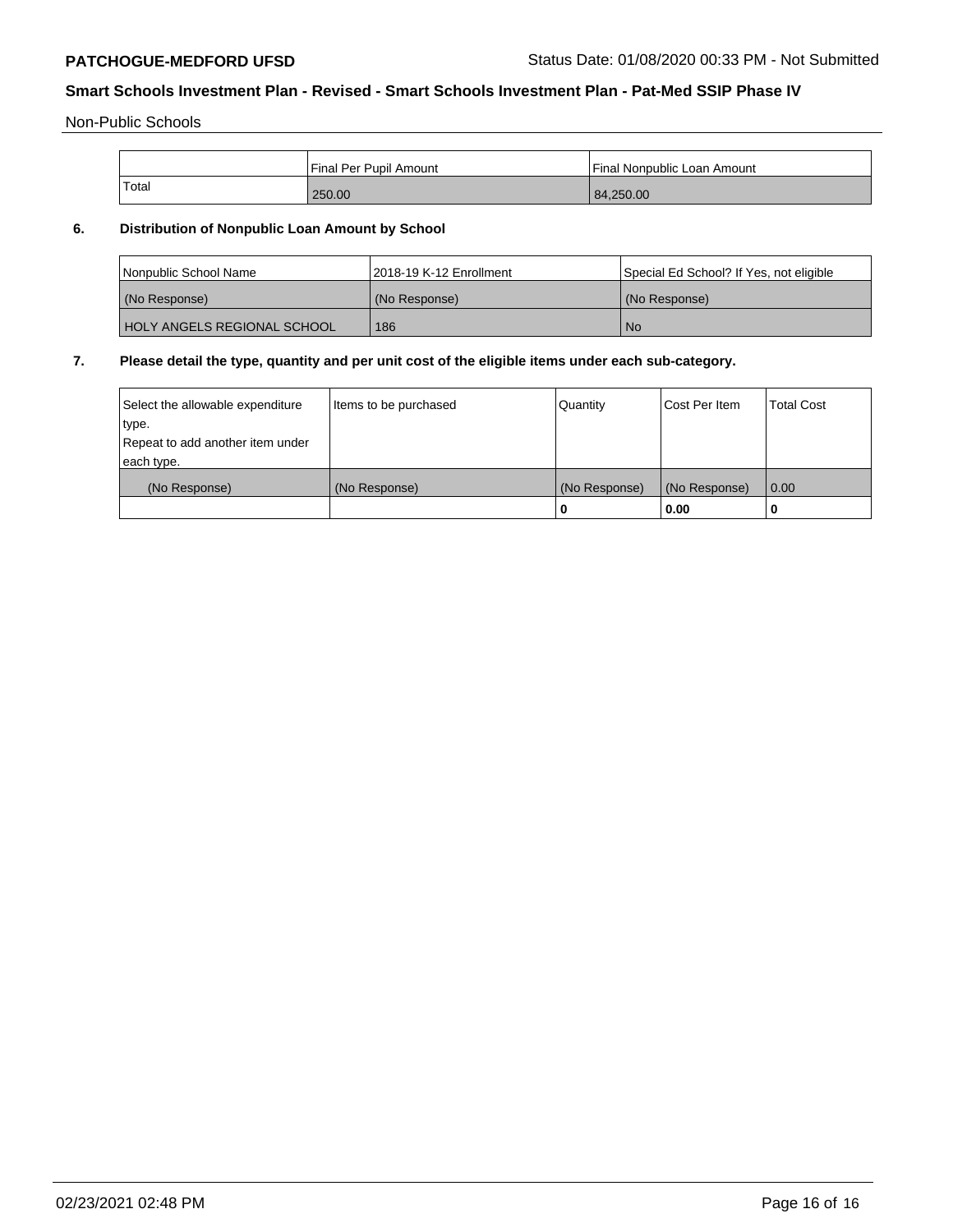Non-Public Schools

| | Final Per Pupil Amount | Final Nonpublic Loan Amount |
|---|---|---|
| Total | 250.00 | 84,250.00 |

**6. Distribution of Nonpublic Loan Amount by School**

| Nonpublic School Name | 2018-19 K-12 Enrollment | Special Ed School? If Yes, not eligible |
|---|---|---|
| (No Response) | (No Response) | (No Response) |
| HOLY ANGELS REGIONAL SCHOOL | 186 | No |

**7. Please detail the type, quantity and per unit cost of the eligible items under each sub-category.**

| Select the allowable expenditure type. Repeat to add another item under each type. | Items to be purchased | Quantity | Cost Per Item | Total Cost |
|---|---|---|---|---|
| (No Response) | (No Response) | (No Response) | (No Response) | 0.00 |
| | | **0** | **0.00** | **0** |